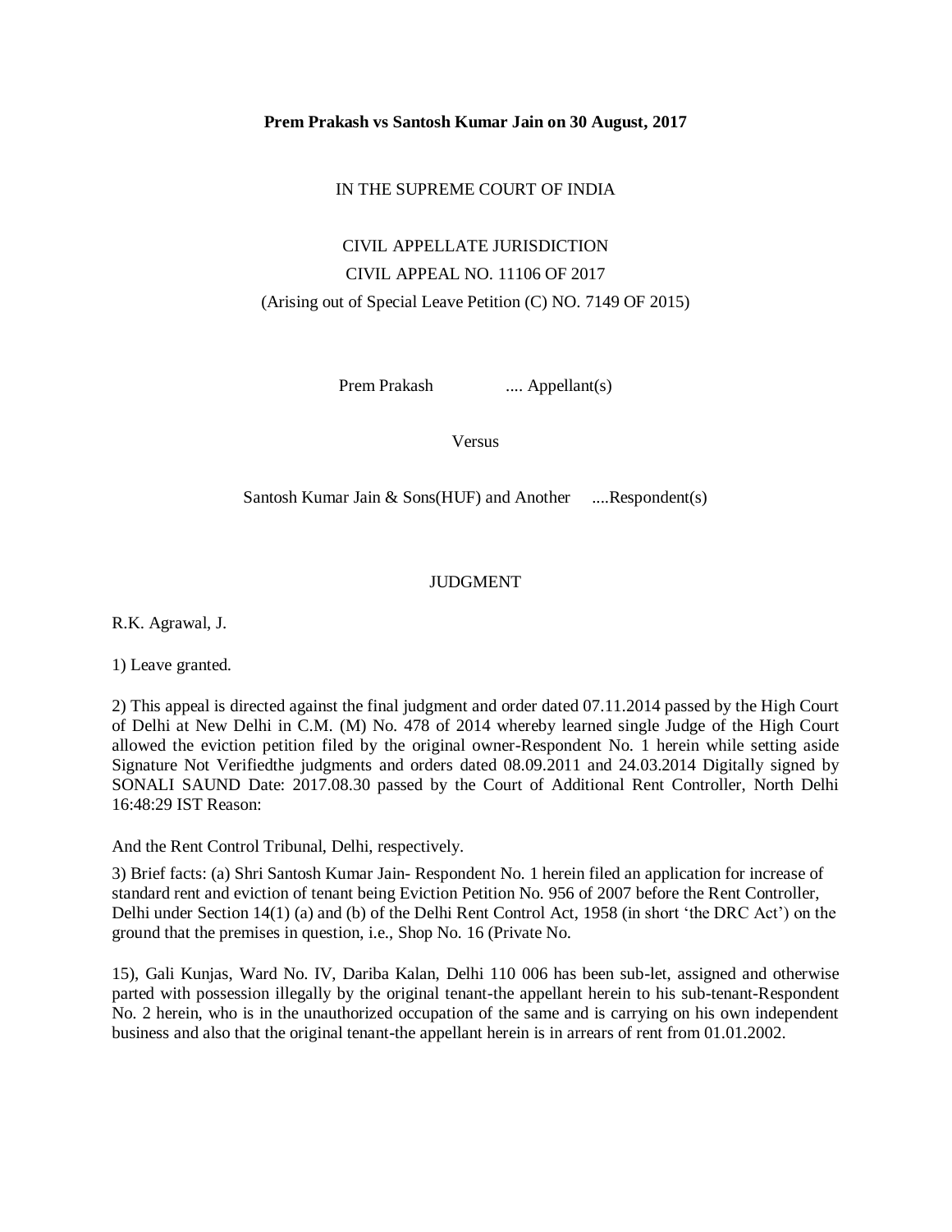**Prem Prakash vs Santosh Kumar Jain on 30 August, 2017**

IN THE SUPREME COURT OF INDIA

CIVIL APPELLATE JURISDICTION

CIVIL APPEAL NO. 11106 OF 2017

(Arising out of Special Leave Petition (C) NO. 7149 OF 2015)

Prem Prakash .... Appellant(s)

Versus

Santosh Kumar Jain & Sons(HUF) and Another ....Respondent(s)

JUDGMENT

R.K. Agrawal, J.

1) Leave granted.

2) This appeal is directed against the final judgment and order dated 07.11.2014 passed by the High Court of Delhi at New Delhi in C.M. (M) No. 478 of 2014 whereby learned single Judge of the High Court allowed the eviction petition filed by the original owner-Respondent No. 1 herein while setting aside Signature Not Verifiedthe judgments and orders dated 08.09.2011 and 24.03.2014 Digitally signed by SONALI SAUND Date: 2017.08.30 passed by the Court of Additional Rent Controller, North Delhi 16:48:29 IST Reason:

And the Rent Control Tribunal, Delhi, respectively.

3) Brief facts: (a) Shri Santosh Kumar Jain- Respondent No. 1 herein filed an application for increase of standard rent and eviction of tenant being Eviction Petition No. 956 of 2007 before the Rent Controller, Delhi under Section 14(1) (a) and (b) of the Delhi Rent Control Act, 1958 (in short 'the DRC Act') on the ground that the premises in question, i.e., Shop No. 16 (Private No.

15), Gali Kunjas, Ward No. IV, Dariba Kalan, Delhi 110 006 has been sub-let, assigned and otherwise parted with possession illegally by the original tenant-the appellant herein to his sub-tenant-Respondent No. 2 herein, who is in the unauthorized occupation of the same and is carrying on his own independent business and also that the original tenant-the appellant herein is in arrears of rent from 01.01.2002.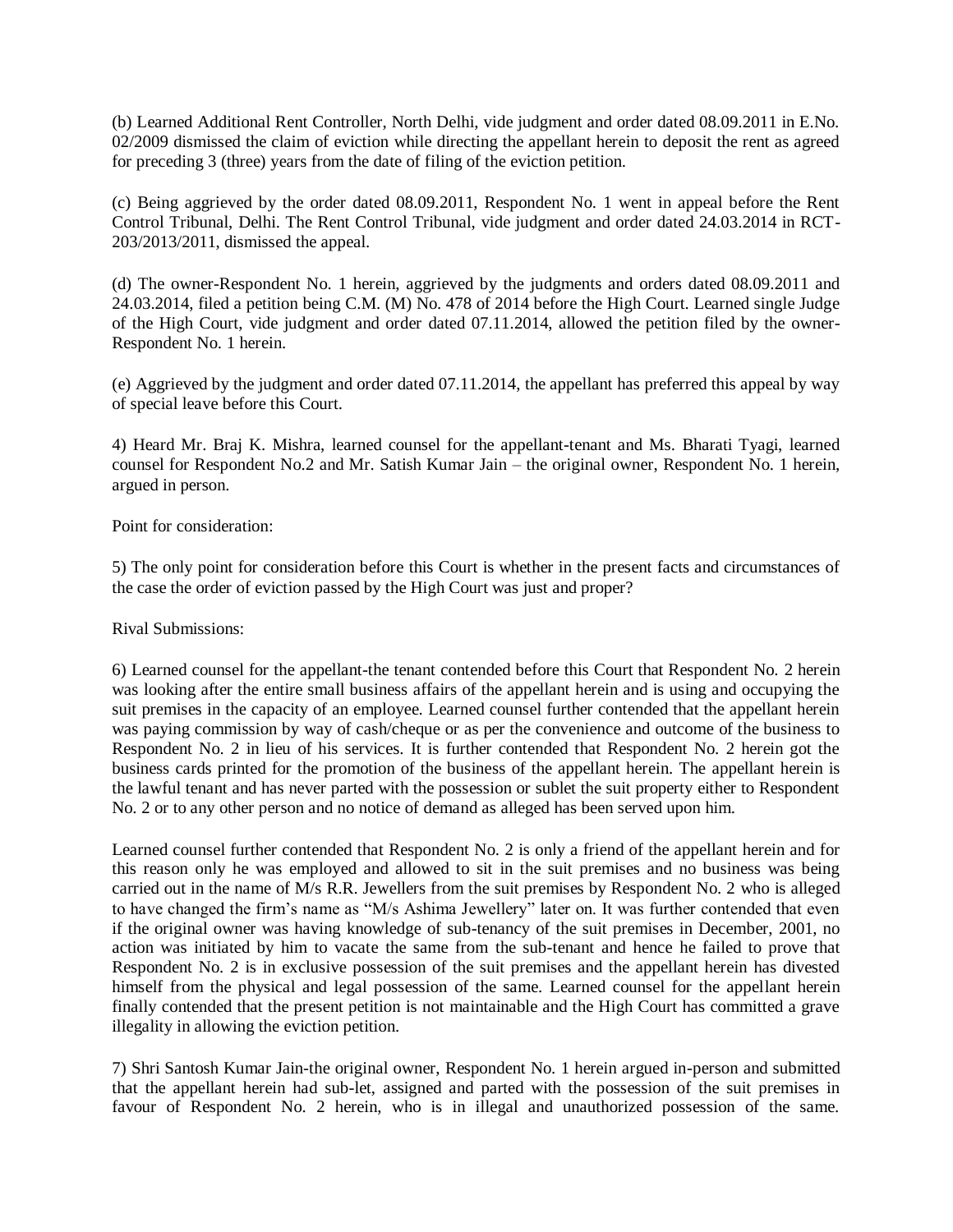(b) Learned Additional Rent Controller, North Delhi, vide judgment and order dated 08.09.2011 in E.No. 02/2009 dismissed the claim of eviction while directing the appellant herein to deposit the rent as agreed for preceding 3 (three) years from the date of filing of the eviction petition.

(c) Being aggrieved by the order dated 08.09.2011, Respondent No. 1 went in appeal before the Rent Control Tribunal, Delhi. The Rent Control Tribunal, vide judgment and order dated 24.03.2014 in RCT-203/2013/2011, dismissed the appeal.

(d) The owner-Respondent No. 1 herein, aggrieved by the judgments and orders dated 08.09.2011 and 24.03.2014, filed a petition being C.M. (M) No. 478 of 2014 before the High Court. Learned single Judge of the High Court, vide judgment and order dated 07.11.2014, allowed the petition filed by the owner-Respondent No. 1 herein.

(e) Aggrieved by the judgment and order dated 07.11.2014, the appellant has preferred this appeal by way of special leave before this Court.

4) Heard Mr. Braj K. Mishra, learned counsel for the appellant-tenant and Ms. Bharati Tyagi, learned counsel for Respondent No.2 and Mr. Satish Kumar Jain – the original owner, Respondent No. 1 herein, argued in person.

Point for consideration:

5) The only point for consideration before this Court is whether in the present facts and circumstances of the case the order of eviction passed by the High Court was just and proper?

Rival Submissions:

6) Learned counsel for the appellant-the tenant contended before this Court that Respondent No. 2 herein was looking after the entire small business affairs of the appellant herein and is using and occupying the suit premises in the capacity of an employee. Learned counsel further contended that the appellant herein was paying commission by way of cash/cheque or as per the convenience and outcome of the business to Respondent No. 2 in lieu of his services. It is further contended that Respondent No. 2 herein got the business cards printed for the promotion of the business of the appellant herein. The appellant herein is the lawful tenant and has never parted with the possession or sublet the suit property either to Respondent No. 2 or to any other person and no notice of demand as alleged has been served upon him.

Learned counsel further contended that Respondent No. 2 is only a friend of the appellant herein and for this reason only he was employed and allowed to sit in the suit premises and no business was being carried out in the name of M/s R.R. Jewellers from the suit premises by Respondent No. 2 who is alleged to have changed the firm's name as "M/s Ashima Jewellery" later on. It was further contended that even if the original owner was having knowledge of sub-tenancy of the suit premises in December, 2001, no action was initiated by him to vacate the same from the sub-tenant and hence he failed to prove that Respondent No. 2 is in exclusive possession of the suit premises and the appellant herein has divested himself from the physical and legal possession of the same. Learned counsel for the appellant herein finally contended that the present petition is not maintainable and the High Court has committed a grave illegality in allowing the eviction petition.

7) Shri Santosh Kumar Jain-the original owner, Respondent No. 1 herein argued in-person and submitted that the appellant herein had sub-let, assigned and parted with the possession of the suit premises in favour of Respondent No. 2 herein, who is in illegal and unauthorized possession of the same.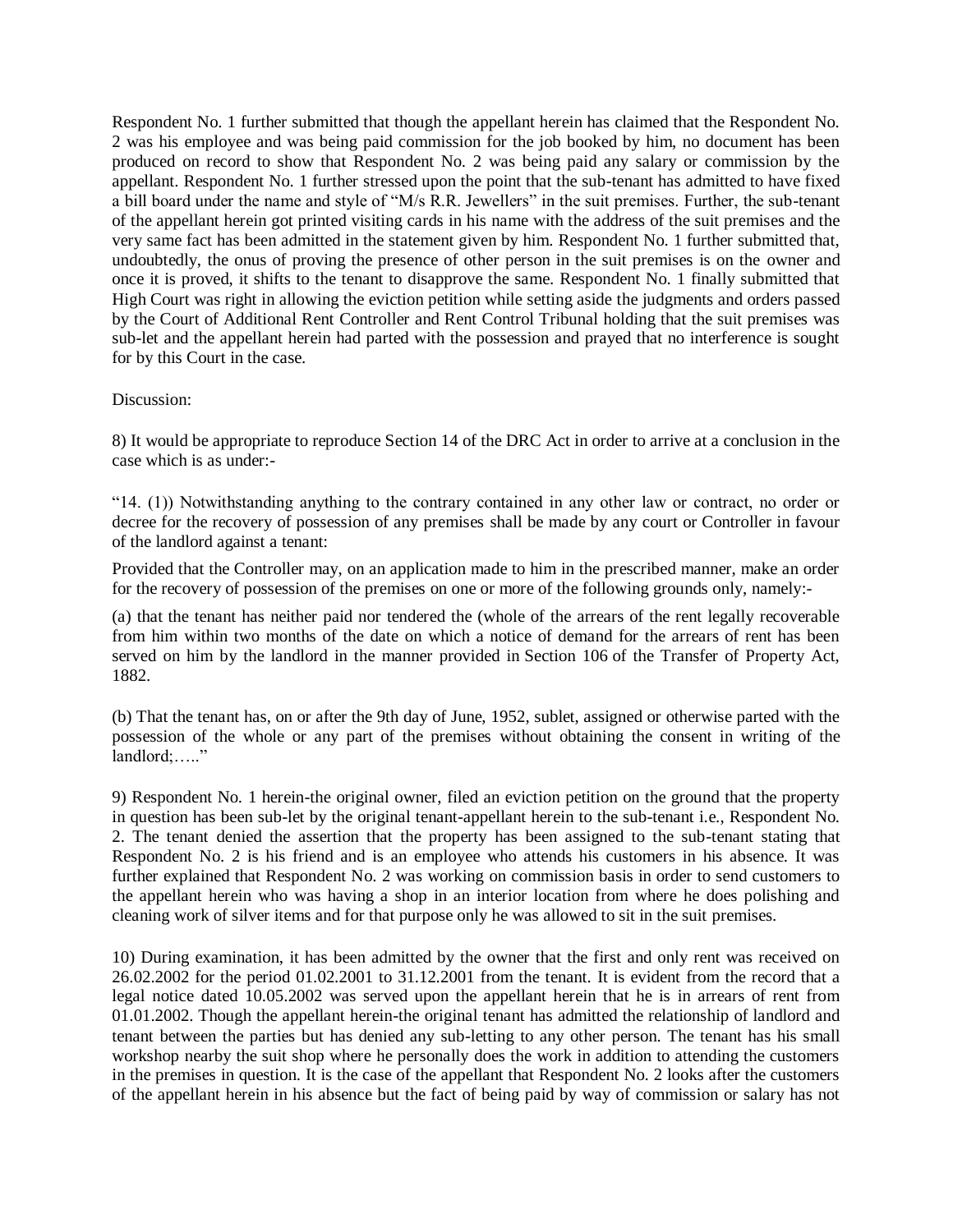Respondent No. 1 further submitted that though the appellant herein has claimed that the Respondent No. 2 was his employee and was being paid commission for the job booked by him, no document has been produced on record to show that Respondent No. 2 was being paid any salary or commission by the appellant. Respondent No. 1 further stressed upon the point that the sub-tenant has admitted to have fixed a bill board under the name and style of "M/s R.R. Jewellers" in the suit premises. Further, the sub-tenant of the appellant herein got printed visiting cards in his name with the address of the suit premises and the very same fact has been admitted in the statement given by him. Respondent No. 1 further submitted that, undoubtedly, the onus of proving the presence of other person in the suit premises is on the owner and once it is proved, it shifts to the tenant to disapprove the same. Respondent No. 1 finally submitted that High Court was right in allowing the eviction petition while setting aside the judgments and orders passed by the Court of Additional Rent Controller and Rent Control Tribunal holding that the suit premises was sub-let and the appellant herein had parted with the possession and prayed that no interference is sought for by this Court in the case.

Discussion:

8) It would be appropriate to reproduce Section 14 of the DRC Act in order to arrive at a conclusion in the case which is as under:-

"14. (1)) Notwithstanding anything to the contrary contained in any other law or contract, no order or decree for the recovery of possession of any premises shall be made by any court or Controller in favour of the landlord against a tenant:

Provided that the Controller may, on an application made to him in the prescribed manner, make an order for the recovery of possession of the premises on one or more of the following grounds only, namely:-

(a) that the tenant has neither paid nor tendered the (whole of the arrears of the rent legally recoverable from him within two months of the date on which a notice of demand for the arrears of rent has been served on him by the landlord in the manner provided in Section 106 of the Transfer of Property Act, 1882.

(b) That the tenant has, on or after the 9th day of June, 1952, sublet, assigned or otherwise parted with the possession of the whole or any part of the premises without obtaining the consent in writing of the landlord;….."

9) Respondent No. 1 herein-the original owner, filed an eviction petition on the ground that the property in question has been sub-let by the original tenant-appellant herein to the sub-tenant i.e., Respondent No. 2. The tenant denied the assertion that the property has been assigned to the sub-tenant stating that Respondent No. 2 is his friend and is an employee who attends his customers in his absence. It was further explained that Respondent No. 2 was working on commission basis in order to send customers to the appellant herein who was having a shop in an interior location from where he does polishing and cleaning work of silver items and for that purpose only he was allowed to sit in the suit premises.

10) During examination, it has been admitted by the owner that the first and only rent was received on 26.02.2002 for the period 01.02.2001 to 31.12.2001 from the tenant. It is evident from the record that a legal notice dated 10.05.2002 was served upon the appellant herein that he is in arrears of rent from 01.01.2002. Though the appellant herein-the original tenant has admitted the relationship of landlord and tenant between the parties but has denied any sub-letting to any other person. The tenant has his small workshop nearby the suit shop where he personally does the work in addition to attending the customers in the premises in question. It is the case of the appellant that Respondent No. 2 looks after the customers of the appellant herein in his absence but the fact of being paid by way of commission or salary has not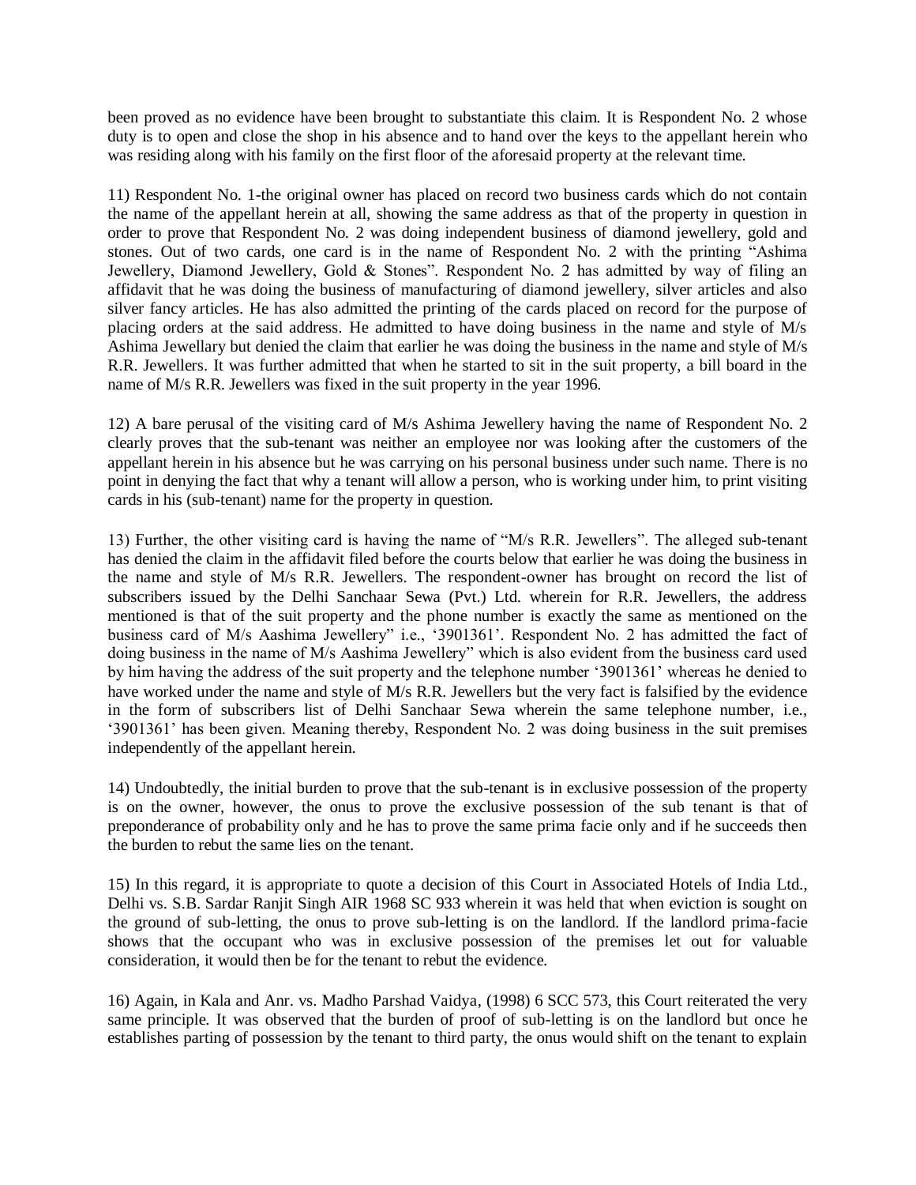been proved as no evidence have been brought to substantiate this claim. It is Respondent No. 2 whose duty is to open and close the shop in his absence and to hand over the keys to the appellant herein who was residing along with his family on the first floor of the aforesaid property at the relevant time.

11) Respondent No. 1-the original owner has placed on record two business cards which do not contain the name of the appellant herein at all, showing the same address as that of the property in question in order to prove that Respondent No. 2 was doing independent business of diamond jewellery, gold and stones. Out of two cards, one card is in the name of Respondent No. 2 with the printing "Ashima Jewellery, Diamond Jewellery, Gold & Stones". Respondent No. 2 has admitted by way of filing an affidavit that he was doing the business of manufacturing of diamond jewellery, silver articles and also silver fancy articles. He has also admitted the printing of the cards placed on record for the purpose of placing orders at the said address. He admitted to have doing business in the name and style of M/s Ashima Jewellary but denied the claim that earlier he was doing the business in the name and style of M/s R.R. Jewellers. It was further admitted that when he started to sit in the suit property, a bill board in the name of M/s R.R. Jewellers was fixed in the suit property in the year 1996.

12) A bare perusal of the visiting card of M/s Ashima Jewellery having the name of Respondent No. 2 clearly proves that the sub-tenant was neither an employee nor was looking after the customers of the appellant herein in his absence but he was carrying on his personal business under such name. There is no point in denying the fact that why a tenant will allow a person, who is working under him, to print visiting cards in his (sub-tenant) name for the property in question.

13) Further, the other visiting card is having the name of "M/s R.R. Jewellers". The alleged sub-tenant has denied the claim in the affidavit filed before the courts below that earlier he was doing the business in the name and style of M/s R.R. Jewellers. The respondent-owner has brought on record the list of subscribers issued by the Delhi Sanchaar Sewa (Pvt.) Ltd. wherein for R.R. Jewellers, the address mentioned is that of the suit property and the phone number is exactly the same as mentioned on the business card of M/s Aashima Jewellery" i.e., '3901361'. Respondent No. 2 has admitted the fact of doing business in the name of M/s Aashima Jewellery" which is also evident from the business card used by him having the address of the suit property and the telephone number '3901361' whereas he denied to have worked under the name and style of M/s R.R. Jewellers but the very fact is falsified by the evidence in the form of subscribers list of Delhi Sanchaar Sewa wherein the same telephone number, i.e., '3901361' has been given. Meaning thereby, Respondent No. 2 was doing business in the suit premises independently of the appellant herein.

14) Undoubtedly, the initial burden to prove that the sub-tenant is in exclusive possession of the property is on the owner, however, the onus to prove the exclusive possession of the sub tenant is that of preponderance of probability only and he has to prove the same prima facie only and if he succeeds then the burden to rebut the same lies on the tenant.

15) In this regard, it is appropriate to quote a decision of this Court in Associated Hotels of India Ltd., Delhi vs. S.B. Sardar Ranjit Singh AIR 1968 SC 933 wherein it was held that when eviction is sought on the ground of sub-letting, the onus to prove sub-letting is on the landlord. If the landlord prima-facie shows that the occupant who was in exclusive possession of the premises let out for valuable consideration, it would then be for the tenant to rebut the evidence.

16) Again, in Kala and Anr. vs. Madho Parshad Vaidya, (1998) 6 SCC 573, this Court reiterated the very same principle. It was observed that the burden of proof of sub-letting is on the landlord but once he establishes parting of possession by the tenant to third party, the onus would shift on the tenant to explain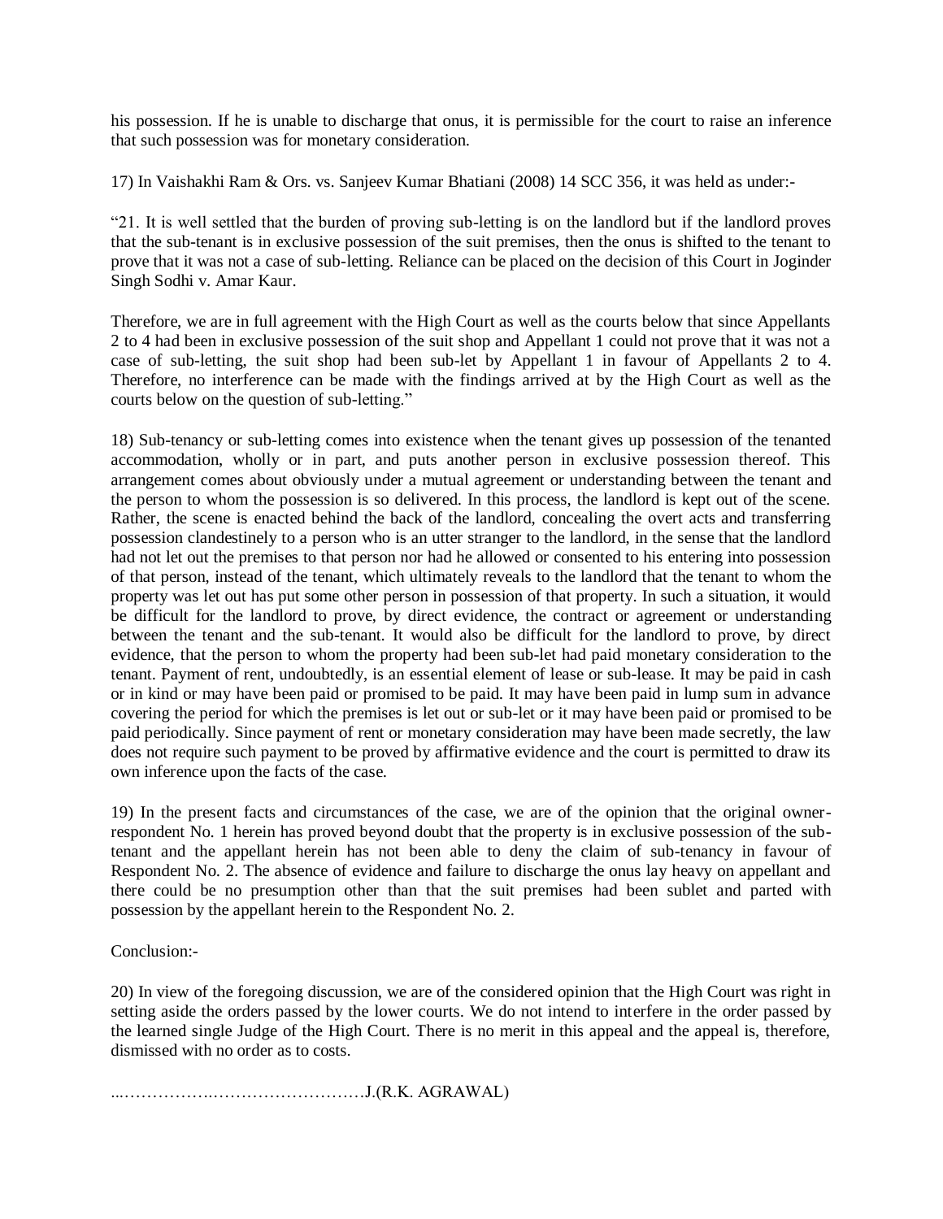his possession. If he is unable to discharge that onus, it is permissible for the court to raise an inference that such possession was for monetary consideration.

17) In Vaishakhi Ram & Ors. vs. Sanjeev Kumar Bhatiani (2008) 14 SCC 356, it was held as under:-

"21. It is well settled that the burden of proving sub-letting is on the landlord but if the landlord proves that the sub-tenant is in exclusive possession of the suit premises, then the onus is shifted to the tenant to prove that it was not a case of sub-letting. Reliance can be placed on the decision of this Court in Joginder Singh Sodhi v. Amar Kaur.

Therefore, we are in full agreement with the High Court as well as the courts below that since Appellants 2 to 4 had been in exclusive possession of the suit shop and Appellant 1 could not prove that it was not a case of sub-letting, the suit shop had been sub-let by Appellant 1 in favour of Appellants 2 to 4. Therefore, no interference can be made with the findings arrived at by the High Court as well as the courts below on the question of sub-letting."

18) Sub-tenancy or sub-letting comes into existence when the tenant gives up possession of the tenanted accommodation, wholly or in part, and puts another person in exclusive possession thereof. This arrangement comes about obviously under a mutual agreement or understanding between the tenant and the person to whom the possession is so delivered. In this process, the landlord is kept out of the scene. Rather, the scene is enacted behind the back of the landlord, concealing the overt acts and transferring possession clandestinely to a person who is an utter stranger to the landlord, in the sense that the landlord had not let out the premises to that person nor had he allowed or consented to his entering into possession of that person, instead of the tenant, which ultimately reveals to the landlord that the tenant to whom the property was let out has put some other person in possession of that property. In such a situation, it would be difficult for the landlord to prove, by direct evidence, the contract or agreement or understanding between the tenant and the sub-tenant. It would also be difficult for the landlord to prove, by direct evidence, that the person to whom the property had been sub-let had paid monetary consideration to the tenant. Payment of rent, undoubtedly, is an essential element of lease or sub-lease. It may be paid in cash or in kind or may have been paid or promised to be paid. It may have been paid in lump sum in advance covering the period for which the premises is let out or sub-let or it may have been paid or promised to be paid periodically. Since payment of rent or monetary consideration may have been made secretly, the law does not require such payment to be proved by affirmative evidence and the court is permitted to draw its own inference upon the facts of the case.

19) In the present facts and circumstances of the case, we are of the opinion that the original owner-respondent No. 1 herein has proved beyond doubt that the property is in exclusive possession of the sub-tenant and the appellant herein has not been able to deny the claim of sub-tenancy in favour of Respondent No. 2. The absence of evidence and failure to discharge the onus lay heavy on appellant and there could be no presumption other than that the suit premises had been sublet and parted with possession by the appellant herein to the Respondent No. 2.

Conclusion:-

20) In view of the foregoing discussion, we are of the considered opinion that the High Court was right in setting aside the orders passed by the lower courts. We do not intend to interfere in the order passed by the learned single Judge of the High Court. There is no merit in this appeal and the appeal is, therefore, dismissed with no order as to costs.

...…………….………………………J.(R.K. AGRAWAL)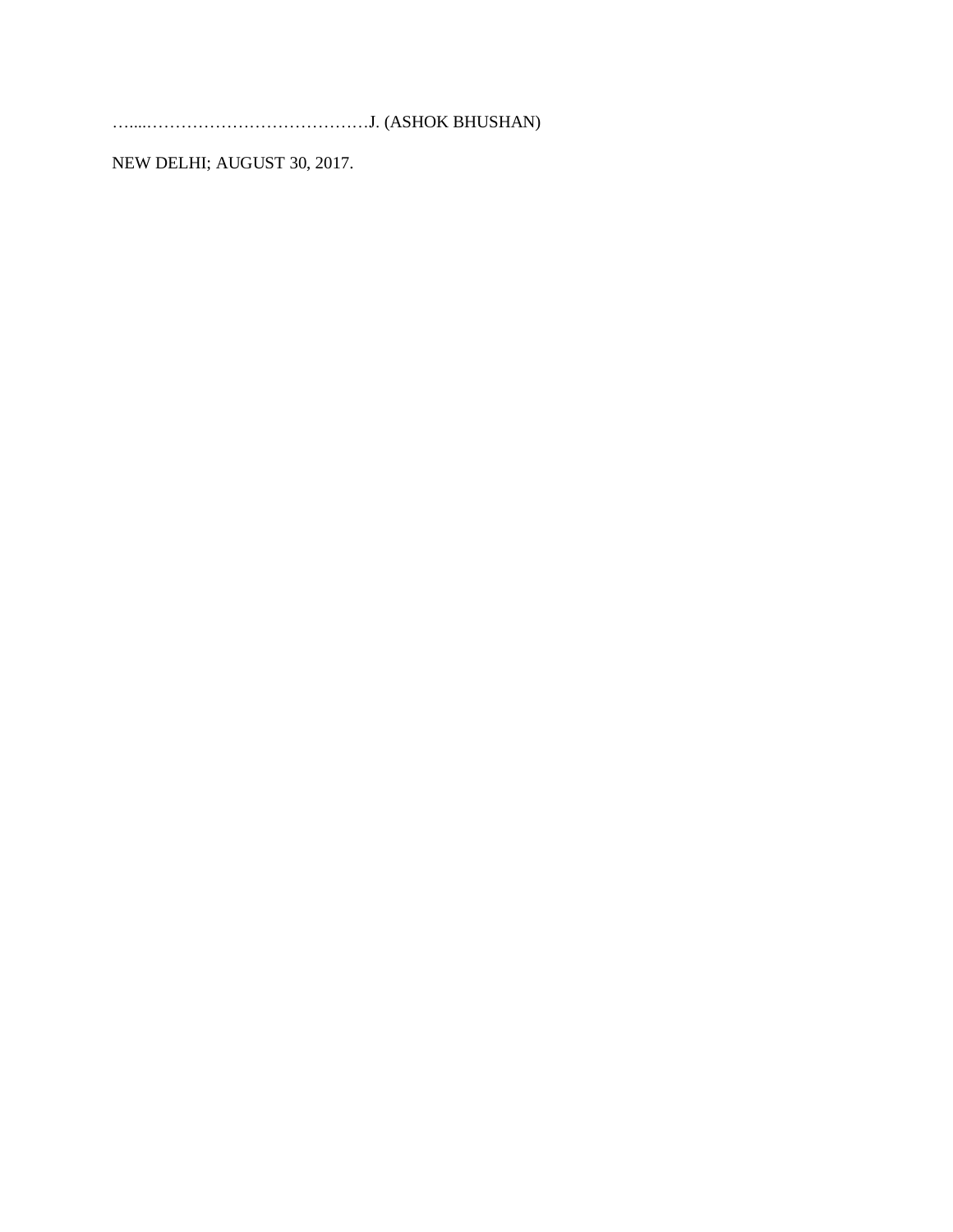…....…………………………………J. (ASHOK BHUSHAN)

NEW DELHI; AUGUST 30, 2017.